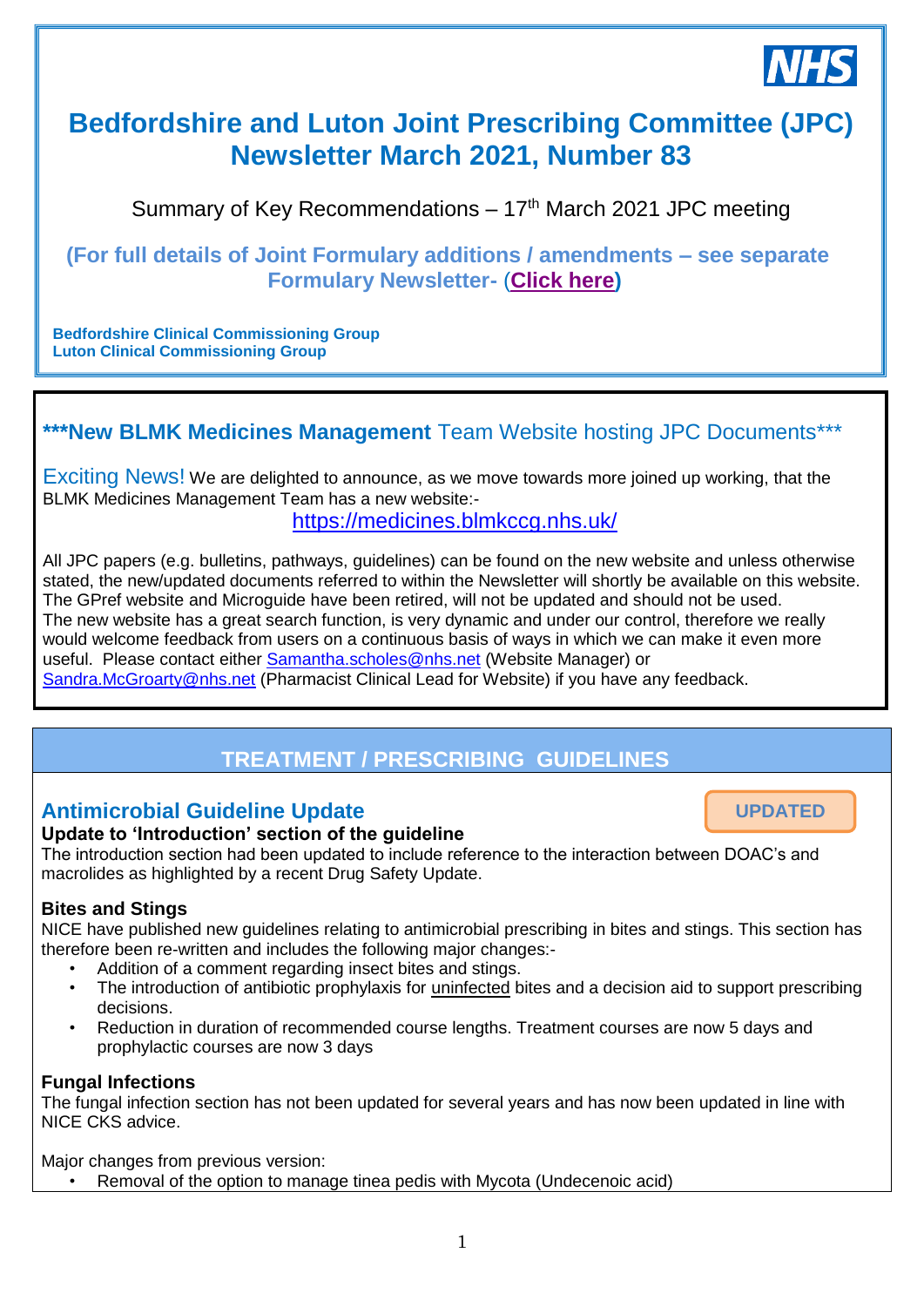NHS

# Bedfordshire and Luton Joint Prescribing Committee (JPC) Newsletter March 2021, Number 83

Summary of Key Recommendations – 17th March 2021 JPC meeting

**(For full details of Joint Formulary additions / amendments – see separate Formulary Newsletter- (Click here)**

**Bedfordshire Clinical Commissioning Group**
**Luton Clinical Commissioning Group**

## \*\*\*New BLMK Medicines Management Team Website hosting JPC Documents\*\*\*

Exciting News! We are delighted to announce, as we move towards more joined up working, that the BLMK Medicines Management Team has a new website:-

https://medicines.blmkccg.nhs.uk/

All JPC papers (e.g. bulletins, pathways, guidelines) can be found on the new website and unless otherwise stated, the new/updated documents referred to within the Newsletter will shortly be available on this website. The GPref website and Microguide have been retired, will not be updated and should not be used. The new website has a great search function, is very dynamic and under our control, therefore we really would welcome feedback from users on a continuous basis of ways in which we can make it even more useful. Please contact either Samantha.scholes@nhs.net (Website Manager) or Sandra.McGroarty@nhs.net (Pharmacist Clinical Lead for Website) if you have any feedback.

## TREATMENT / PRESCRIBING GUIDELINES

### Antimicrobial Guideline Update

UPDATED

**Update to 'Introduction' section of the guideline**

The introduction section had been updated to include reference to the interaction between DOAC's and macrolides as highlighted by a recent Drug Safety Update.

**Bites and Stings**

NICE have published new guidelines relating to antimicrobial prescribing in bites and stings. This section has therefore been re-written and includes the following major changes:-

- Addition of a comment regarding insect bites and stings.
- The introduction of antibiotic prophylaxis for uninfected bites and a decision aid to support prescribing decisions.
- Reduction in duration of recommended course lengths. Treatment courses are now 5 days and prophylactic courses are now 3 days

**Fungal Infections**

The fungal infection section has not been updated for several years and has now been updated in line with NICE CKS advice.

Major changes from previous version:

- Removal of the option to manage tinea pedis with Mycota (Undecenoic acid)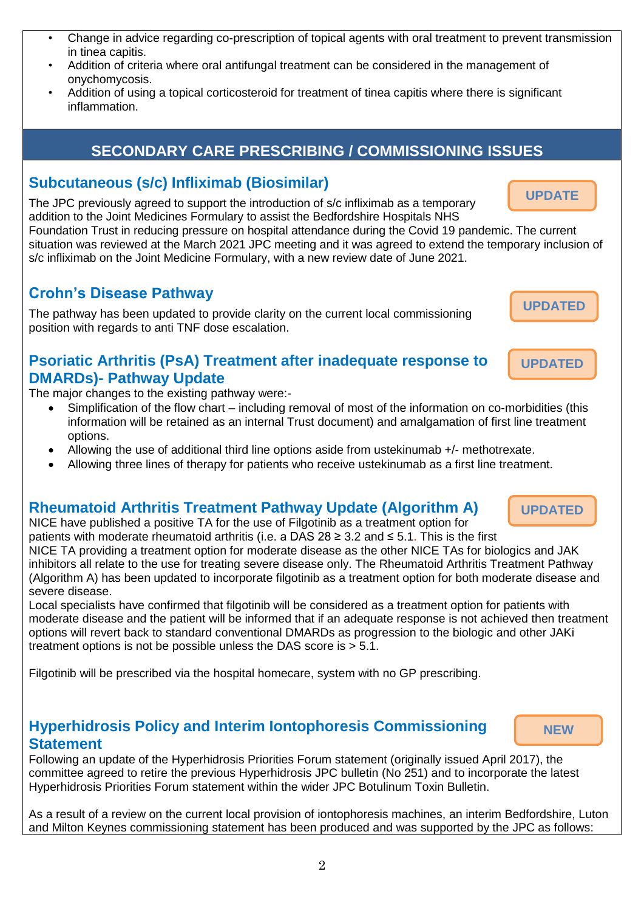- Change in advice regarding co-prescription of topical agents with oral treatment to prevent transmission in tinea capitis.
- Addition of criteria where oral antifungal treatment can be considered in the management of onychomycosis.
- Addition of using a topical corticosteroid for treatment of tinea capitis where there is significant inflammation.

## SECONDARY CARE PRESCRIBING / COMMISSIONING ISSUES

### Subcutaneous (s/c) Infliximab (Biosimilar)

**UPDATE**

The JPC previously agreed to support the introduction of s/c infliximab as a temporary addition to the Joint Medicines Formulary to assist the Bedfordshire Hospitals NHS Foundation Trust in reducing pressure on hospital attendance during the Covid 19 pandemic. The current situation was reviewed at the March 2021 JPC meeting and it was agreed to extend the temporary inclusion of s/c infliximab on the Joint Medicine Formulary, with a new review date of June 2021.

### Crohn's Disease Pathway

**UPDATED**

The pathway has been updated to provide clarity on the current local commissioning position with regards to anti TNF dose escalation.

### Psoriatic Arthritis (PsA) Treatment after inadequate response to DMARDs)- Pathway Update

**UPDATED**

The major changes to the existing pathway were:-

- Simplification of the flow chart – including removal of most of the information on co-morbidities (this information will be retained as an internal Trust document) and amalgamation of first line treatment options.
- Allowing the use of additional third line options aside from ustekinumab +/- methotrexate.
- Allowing three lines of therapy for patients who receive ustekinumab as a first line treatment.

### Rheumatoid Arthritis Treatment Pathway Update (Algorithm A)

**UPDATED**

NICE have published a positive TA for the use of Filgotinib as a treatment option for patients with moderate rheumatoid arthritis (i.e. a DAS 28 ≥ 3.2 and ≤ 5.1. This is the first NICE TA providing a treatment option for moderate disease as the other NICE TAs for biologics and JAK inhibitors all relate to the use for treating severe disease only. The Rheumatoid Arthritis Treatment Pathway (Algorithm A) has been updated to incorporate filgotinib as a treatment option for both moderate disease and severe disease.

Local specialists have confirmed that filgotinib will be considered as a treatment option for patients with moderate disease and the patient will be informed that if an adequate response is not achieved then treatment options will revert back to standard conventional DMARDs as progression to the biologic and other JAKi treatment options is not be possible unless the DAS score is > 5.1.

Filgotinib will be prescribed via the hospital homecare, system with no GP prescribing.

### Hyperhidrosis Policy and Interim Iontophoresis Commissioning Statement

**NEW**

Following an update of the Hyperhidrosis Priorities Forum statement (originally issued April 2017), the committee agreed to retire the previous Hyperhidrosis JPC bulletin (No 251) and to incorporate the latest Hyperhidrosis Priorities Forum statement within the wider JPC Botulinum Toxin Bulletin.

As a result of a review on the current local provision of iontophoresis machines, an interim Bedfordshire, Luton and Milton Keynes commissioning statement has been produced and was supported by the JPC as follows: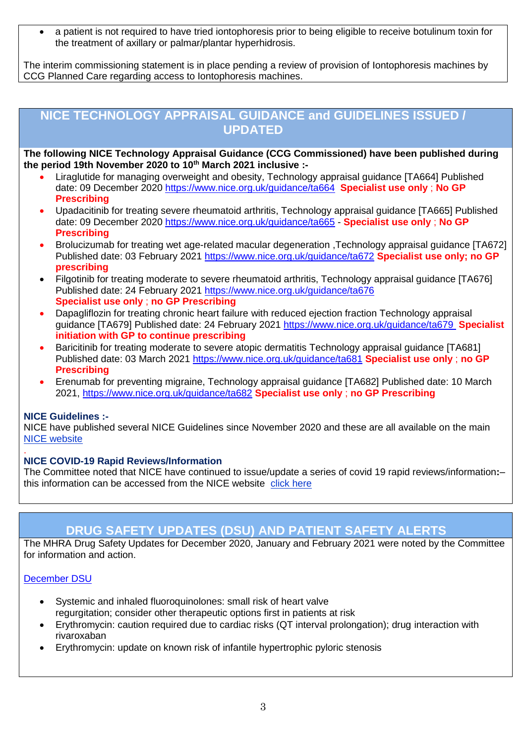- a patient is not required to have tried iontophoresis prior to being eligible to receive botulinum toxin for the treatment of axillary or palmar/plantar hyperhidrosis.

The interim commissioning statement is in place pending a review of provision of Iontophoresis machines by CCG Planned Care regarding access to Iontophoresis machines.

## NICE TECHNOLOGY APPRAISAL GUIDANCE and GUIDELINES ISSUED / UPDATED

**The following NICE Technology Appraisal Guidance (CCG Commissioned) have been published during the period 19th November 2020 to 10th March 2021 inclusive :-**

- Liraglutide for managing overweight and obesity, Technology appraisal guidance [TA664] Published date: 09 December 2020 https://www.nice.org.uk/guidance/ta664 **Specialist use only ; No GP Prescribing**
- Upadacitinib for treating severe rheumatoid arthritis, Technology appraisal guidance [TA665] Published date: 09 December 2020 https://www.nice.org.uk/guidance/ta665 - **Specialist use only ; No GP Prescribing**
- Brolucizumab for treating wet age-related macular degeneration ,Technology appraisal guidance [TA672] Published date: 03 February 2021 https://www.nice.org.uk/guidance/ta672 **Specialist use only; no GP prescribing**
- Filgotinib for treating moderate to severe rheumatoid arthritis, Technology appraisal guidance [TA676] Published date: 24 February 2021 https://www.nice.org.uk/guidance/ta676 **Specialist use only ; no GP Prescribing**
- Dapagliflozin for treating chronic heart failure with reduced ejection fraction Technology appraisal guidance [TA679] Published date: 24 February 2021 https://www.nice.org.uk/guidance/ta679 **Specialist initiation with GP to continue prescribing**
- Baricitinib for treating moderate to severe atopic dermatitis Technology appraisal guidance [TA681] Published date: 03 March 2021 https://www.nice.org.uk/guidance/ta681 **Specialist use only ; no GP Prescribing**
- Erenumab for preventing migraine, Technology appraisal guidance [TA682] Published date: 10 March 2021, https://www.nice.org.uk/guidance/ta682 **Specialist use only ; no GP Prescribing**

**NICE Guidelines :-**

NICE have published several NICE Guidelines since November 2020 and these are all available on the main NICE website

**NICE COVID-19 Rapid Reviews/Information**

The Committee noted that NICE have continued to issue/update a series of covid 19 rapid reviews/information:– this information can be accessed from the NICE website click here

## DRUG SAFETY UPDATES (DSU) AND PATIENT SAFETY ALERTS

The MHRA Drug Safety Updates for December 2020, January and February 2021 were noted by the Committee for information and action.

December DSU

- Systemic and inhaled fluoroquinolones: small risk of heart valve regurgitation; consider other therapeutic options first in patients at risk
- Erythromycin: caution required due to cardiac risks (QT interval prolongation); drug interaction with rivaroxaban
- Erythromycin: update on known risk of infantile hypertrophic pyloric stenosis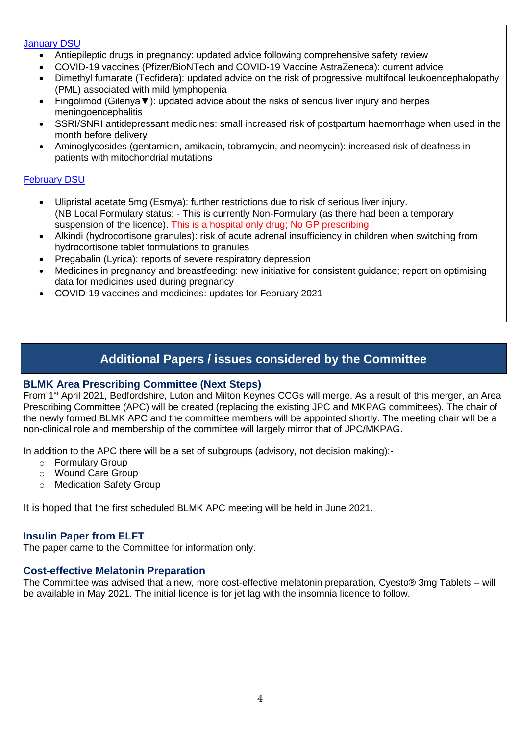January DSU

- Antiepileptic drugs in pregnancy: updated advice following comprehensive safety review
- COVID-19 vaccines (Pfizer/BioNTech and COVID-19 Vaccine AstraZeneca): current advice
- Dimethyl fumarate (Tecfidera): updated advice on the risk of progressive multifocal leukoencephalopathy (PML) associated with mild lymphopenia
- Fingolimod (Gilenya▼): updated advice about the risks of serious liver injury and herpes meningoencephalitis
- SSRI/SNRI antidepressant medicines: small increased risk of postpartum haemorrhage when used in the month before delivery
- Aminoglycosides (gentamicin, amikacin, tobramycin, and neomycin): increased risk of deafness in patients with mitochondrial mutations

February DSU

- Ulipristal acetate 5mg (Esmya): further restrictions due to risk of serious liver injury. (NB Local Formulary status: - This is currently Non-Formulary (as there had been a temporary suspension of the licence). This is a hospital only drug; No GP prescribing
- Alkindi (hydrocortisone granules): risk of acute adrenal insufficiency in children when switching from hydrocortisone tablet formulations to granules
- Pregabalin (Lyrica): reports of severe respiratory depression
- Medicines in pregnancy and breastfeeding: new initiative for consistent guidance; report on optimising data for medicines used during pregnancy
- COVID-19 vaccines and medicines: updates for February 2021

## Additional Papers / issues considered by the Committee

### BLMK Area Prescribing Committee (Next Steps)

From 1st April 2021, Bedfordshire, Luton and Milton Keynes CCGs will merge. As a result of this merger, an Area Prescribing Committee (APC) will be created (replacing the existing JPC and MKPAG committees). The chair of the newly formed BLMK APC and the committee members will be appointed shortly. The meeting chair will be a non-clinical role and membership of the committee will largely mirror that of JPC/MKPAG.

In addition to the APC there will be a set of subgroups (advisory, not decision making):-

- Formulary Group
- Wound Care Group
- Medication Safety Group

It is hoped that the first scheduled BLMK APC meeting will be held in June 2021.

### Insulin Paper from ELFT

The paper came to the Committee for information only.

### Cost-effective Melatonin Preparation

The Committee was advised that a new, more cost-effective melatonin preparation, Cyesto® 3mg Tablets – will be available in May 2021. The initial licence is for jet lag with the insomnia licence to follow.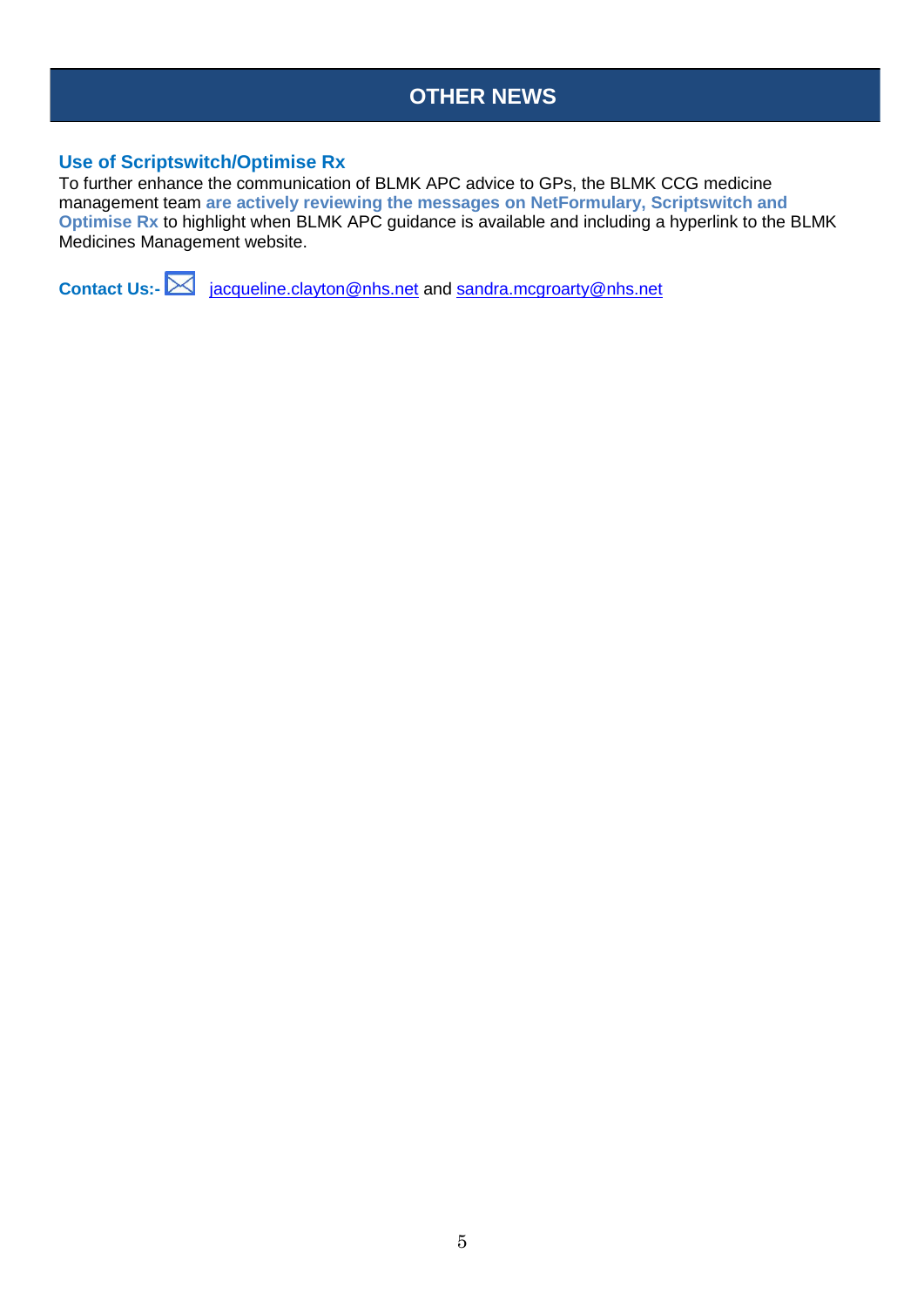## OTHER NEWS

### Use of Scriptswitch/Optimise Rx

To further enhance the communication of BLMK APC advice to GPs, the BLMK CCG medicine management team **are actively reviewing the messages on NetFormulary, Scriptswitch and Optimise Rx** to highlight when BLMK APC guidance is available and including a hyperlink to the BLMK Medicines Management website.

**Contact Us:-** jacqueline.clayton@nhs.net and sandra.mcgroarty@nhs.net